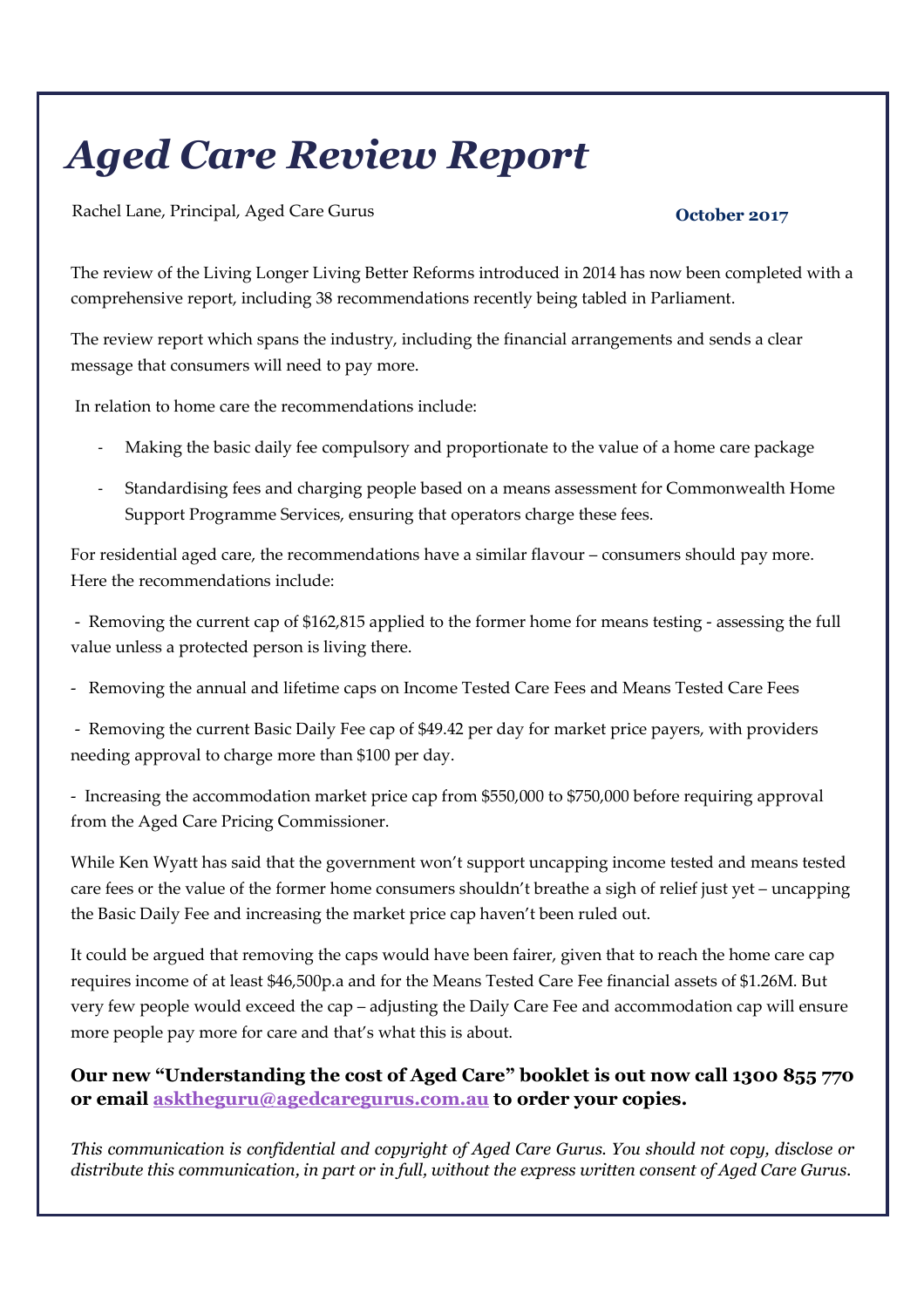# *Aged Care Review Report*

Rachel Lane, Principal, Aged Care Gurus

**October 2017**

The review of the Living Longer Living Better Reforms introduced in 2014 has now been completed with a comprehensive report, including 38 recommendations recently being tabled in Parliament.

The review report which spans the industry, including the financial arrangements and sends a clear message that consumers will need to pay more.

In relation to home care the recommendations include:

- Making the basic daily fee compulsory and proportionate to the value of a home care package
- Standardising fees and charging people based on a means assessment for Commonwealth Home Support Programme Services, ensuring that operators charge these fees.

For residential aged care, the recommendations have a similar flavour – consumers should pay more. Here the recommendations include:

- Removing the current cap of $162,815 applied to the former home for means testing - assessing the full value unless a protected person is living there.
- Removing the annual and lifetime caps on Income Tested Care Fees and Means Tested Care Fees
- Removing the current Basic Daily Fee cap of $49.42 per day for market price payers, with providers needing approval to charge more than $100 per day.
- Increasing the accommodation market price cap from $550,000 to $750,000 before requiring approval from the Aged Care Pricing Commissioner.

While Ken Wyatt has said that the government won't support uncapping income tested and means tested care fees or the value of the former home consumers shouldn't breathe a sigh of relief just yet – uncapping the Basic Daily Fee and increasing the market price cap haven't been ruled out.

It could be argued that removing the caps would have been fairer, given that to reach the home care cap requires income of at least $46,500p.a and for the Means Tested Care Fee financial assets of $1.26M. But very few people would exceed the cap – adjusting the Daily Care Fee and accommodation cap will ensure more people pay more for care and that's what this is about.

**Our new "Understanding the cost of Aged Care" booklet is out now call 1300 855 770 or email asktheguru@agedcaregurus.com.au to order your copies.**

*This communication is confidential and copyright of Aged Care Gurus. You should not copy, disclose or distribute this communication, in part or in full, without the express written consent of Aged Care Gurus.*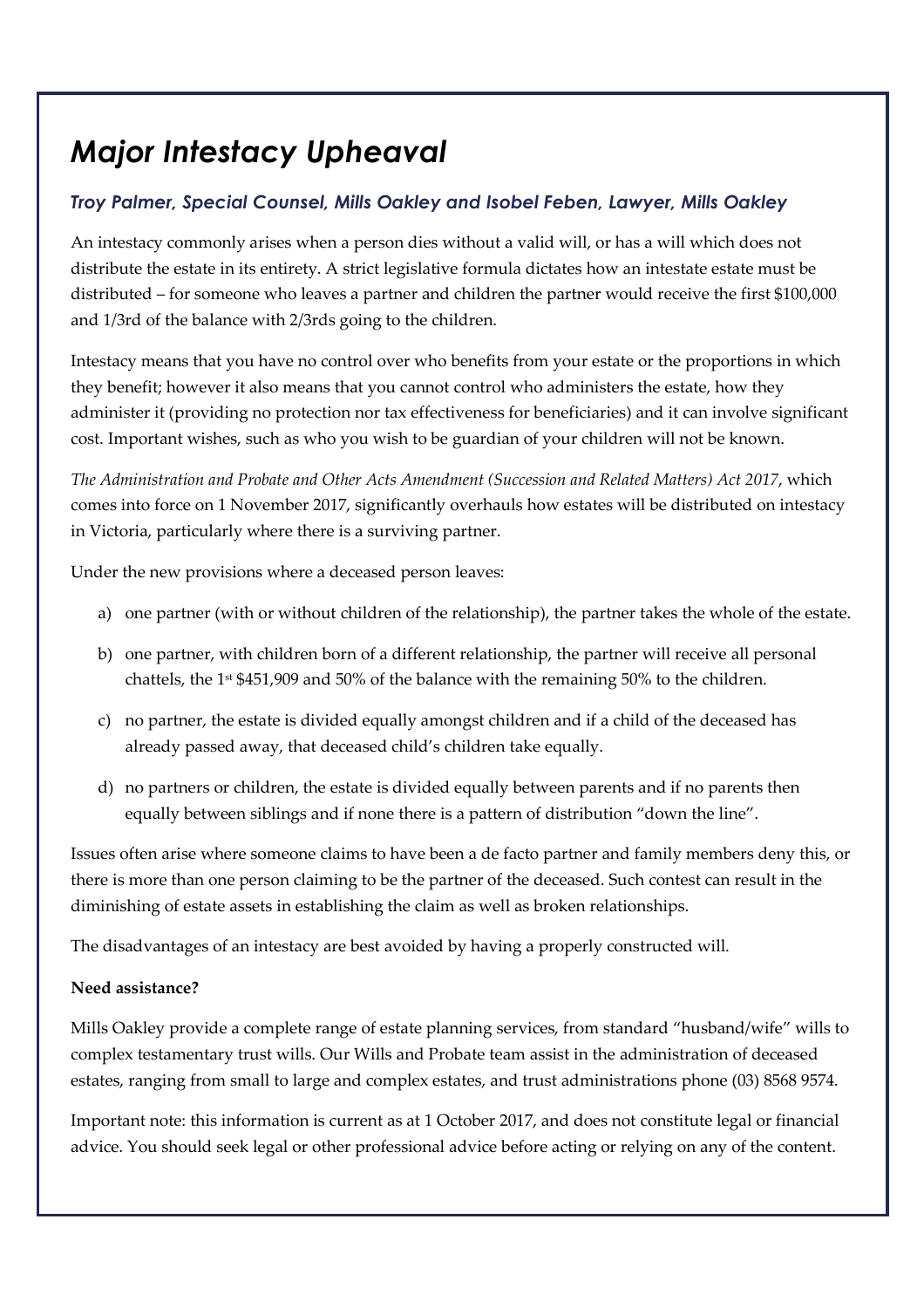# *Major Intestacy Upheaval*

### *Troy Palmer, Special Counsel, Mills Oakley and Isobel Feben, Lawyer, Mills Oakley*

An intestacy commonly arises when a person dies without a valid will, or has a will which does not distribute the estate in its entirety. A strict legislative formula dictates how an intestate estate must be distributed – for someone who leaves a partner and children the partner would receive the first $100,000 and 1/3rd of the balance with 2/3rds going to the children.

Intestacy means that you have no control over who benefits from your estate or the proportions in which they benefit; however it also means that you cannot control who administers the estate, how they administer it (providing no protection nor tax effectiveness for beneficiaries) and it can involve significant cost. Important wishes, such as who you wish to be guardian of your children will not be known.

*The Administration and Probate and Other Acts Amendment (Succession and Related Matters) Act 2017*, which comes into force on 1 November 2017, significantly overhauls how estates will be distributed on intestacy in Victoria, particularly where there is a surviving partner.

Under the new provisions where a deceased person leaves:

a) one partner (with or without children of the relationship), the partner takes the whole of the estate.

b) one partner, with children born of a different relationship, the partner will receive all personal chattels, the 1st $451,909 and 50% of the balance with the remaining 50% to the children.

c) no partner, the estate is divided equally amongst children and if a child of the deceased has already passed away, that deceased child's children take equally.

d) no partners or children, the estate is divided equally between parents and if no parents then equally between siblings and if none there is a pattern of distribution "down the line".

Issues often arise where someone claims to have been a de facto partner and family members deny this, or there is more than one person claiming to be the partner of the deceased. Such contest can result in the diminishing of estate assets in establishing the claim as well as broken relationships.

The disadvantages of an intestacy are best avoided by having a properly constructed will.

**Need assistance?**

Mills Oakley provide a complete range of estate planning services, from standard "husband/wife" wills to complex testamentary trust wills. Our Wills and Probate team assist in the administration of deceased estates, ranging from small to large and complex estates, and trust administrations phone (03) 8568 9574.

Important note: this information is current as at 1 October 2017, and does not constitute legal or financial advice. You should seek legal or other professional advice before acting or relying on any of the content.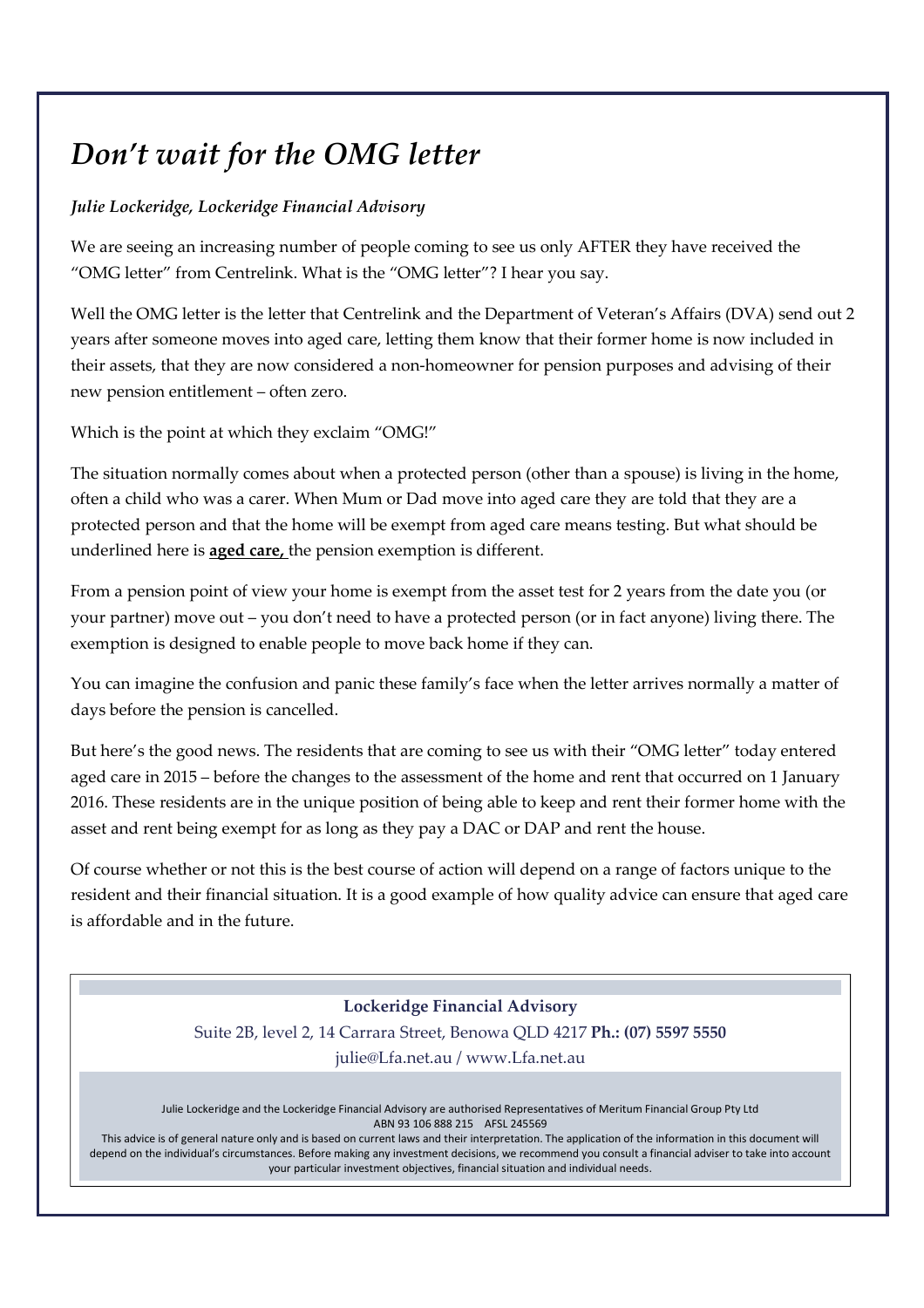# *Don't wait for the OMG letter*

***Julie Lockeridge, Lockeridge Financial Advisory***

We are seeing an increasing number of people coming to see us only AFTER they have received the "OMG letter" from Centrelink. What is the "OMG letter"? I hear you say.

Well the OMG letter is the letter that Centrelink and the Department of Veteran's Affairs (DVA) send out 2 years after someone moves into aged care, letting them know that their former home is now included in their assets, that they are now considered a non-homeowner for pension purposes and advising of their new pension entitlement – often zero.

Which is the point at which they exclaim "OMG!"

The situation normally comes about when a protected person (other than a spouse) is living in the home, often a child who was a carer. When Mum or Dad move into aged care they are told that they are a protected person and that the home will be exempt from aged care means testing. But what should be underlined here is **aged care,** the pension exemption is different.

From a pension point of view your home is exempt from the asset test for 2 years from the date you (or your partner) move out – you don't need to have a protected person (or in fact anyone) living there. The exemption is designed to enable people to move back home if they can.

You can imagine the confusion and panic these family's face when the letter arrives normally a matter of days before the pension is cancelled.

But here's the good news. The residents that are coming to see us with their "OMG letter" today entered aged care in 2015 – before the changes to the assessment of the home and rent that occurred on 1 January 2016. These residents are in the unique position of being able to keep and rent their former home with the asset and rent being exempt for as long as they pay a DAC or DAP and rent the house.

Of course whether or not this is the best course of action will depend on a range of factors unique to the resident and their financial situation. It is a good example of how quality advice can ensure that aged care is affordable and in the future.

**Lockeridge Financial Advisory**

Suite 2B, level 2, 14 Carrara Street, Benowa QLD 4217 **Ph.: (07) 5597 5550**

julie@Lfa.net.au / www.Lfa.net.au

Julie Lockeridge and the Lockeridge Financial Advisory are authorised Representatives of Meritum Financial Group Pty Ltd
ABN 93 106 888 215 AFSL 245569

This advice is of general nature only and is based on current laws and their interpretation. The application of the information in this document will depend on the individual's circumstances. Before making any investment decisions, we recommend you consult a financial adviser to take into account your particular investment objectives, financial situation and individual needs.